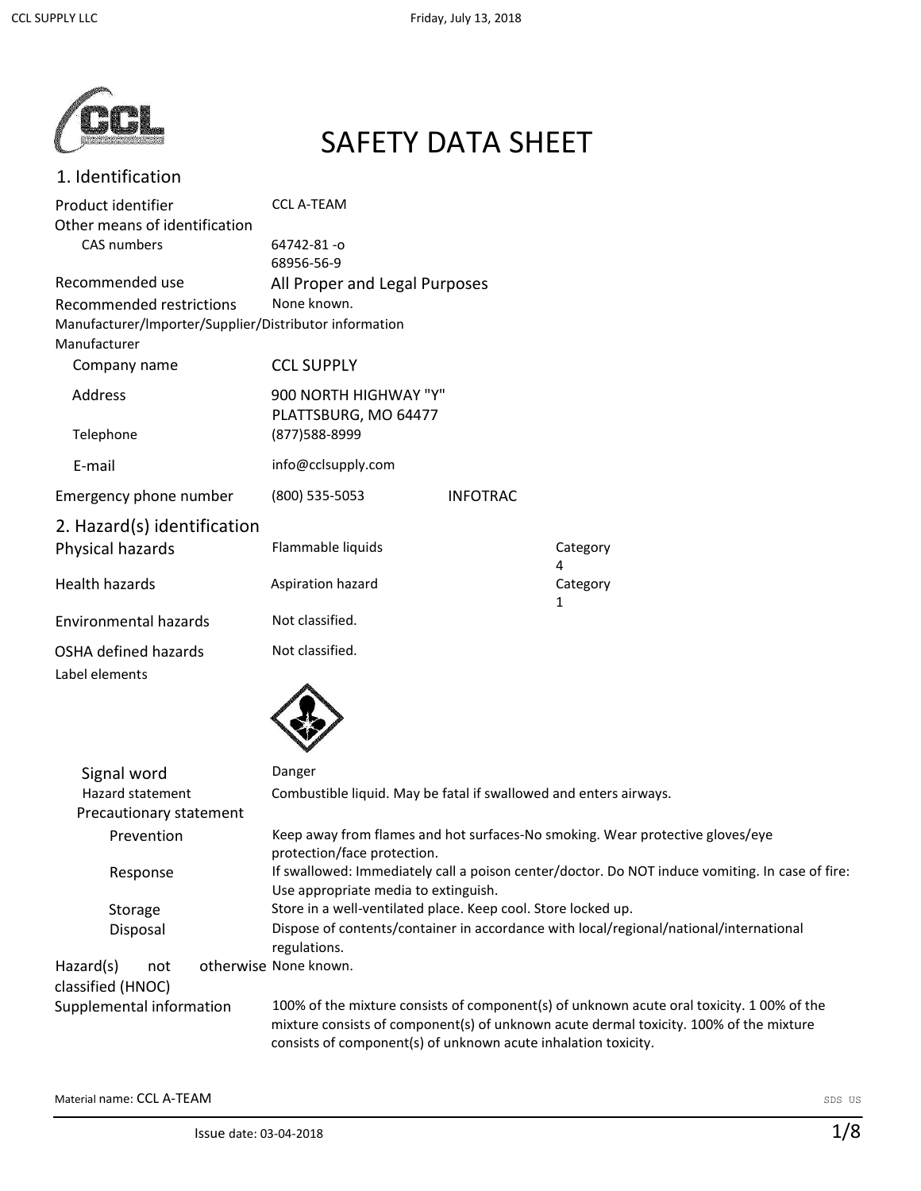# SAFETY DATA SHEET

## 1. Identification

| | |
|---|---|
| Product identifier | CCL A-TEAM |
| Other means of identification | |
| CAS numbers | 64742-81 -o<br>68956-56-9 |
| Recommended use | All Proper and Legal Purposes |
| Recommended restrictions | None known. |

Manufacturer/lmporter/Supplier/Distributor information

Manufacturer

| | |
|---|---|
| Company name | CCL SUPPLY |
| Address | 900 NORTH HIGHWAY "Y"<br>PLATTSBURG, MO 64477 |
| Telephone | (877)588-8999 |
| E-mail | info@cclsupply.com |
| Emergency phone number | (800) 535-5053 INFOTRAC |

## 2. Hazard(s) identification

| | | |
|---|---|---|
| Physical hazards | Flammable liquids | Category 4 |
| Health hazards | Aspiration hazard | Category 1 |
| Environmental hazards | Not classified. | |
| OSHA defined hazards | Not classified. | |

Label elements

| | |
|---|---|
| Signal word | Danger |
| Hazard statement | Combustible liquid. May be fatal if swallowed and enters airways. |
| Precautionary statement | |
| Prevention | Keep away from flames and hot surfaces-No smoking. Wear protective gloves/eye protection/face protection. |
| Response | If swallowed: Immediately call a poison center/doctor. Do NOT induce vomiting. In case of fire: Use appropriate media to extinguish. |
| Storage | Store in a well-ventilated place. Keep cool. Store locked up. |
| Disposal | Dispose of contents/container in accordance with local/regional/national/international regulations. |
| Hazard(s) not otherwise classified (HNOC) | None known. |
| Supplemental information | 100% of the mixture consists of component(s) of unknown acute oral toxicity. 1 00% of the mixture consists of component(s) of unknown acute dermal toxicity. 100% of the mixture consists of component(s) of unknown acute inhalation toxicity. |

Material name: CCL A-TEAM

Issue date: 03-04-2018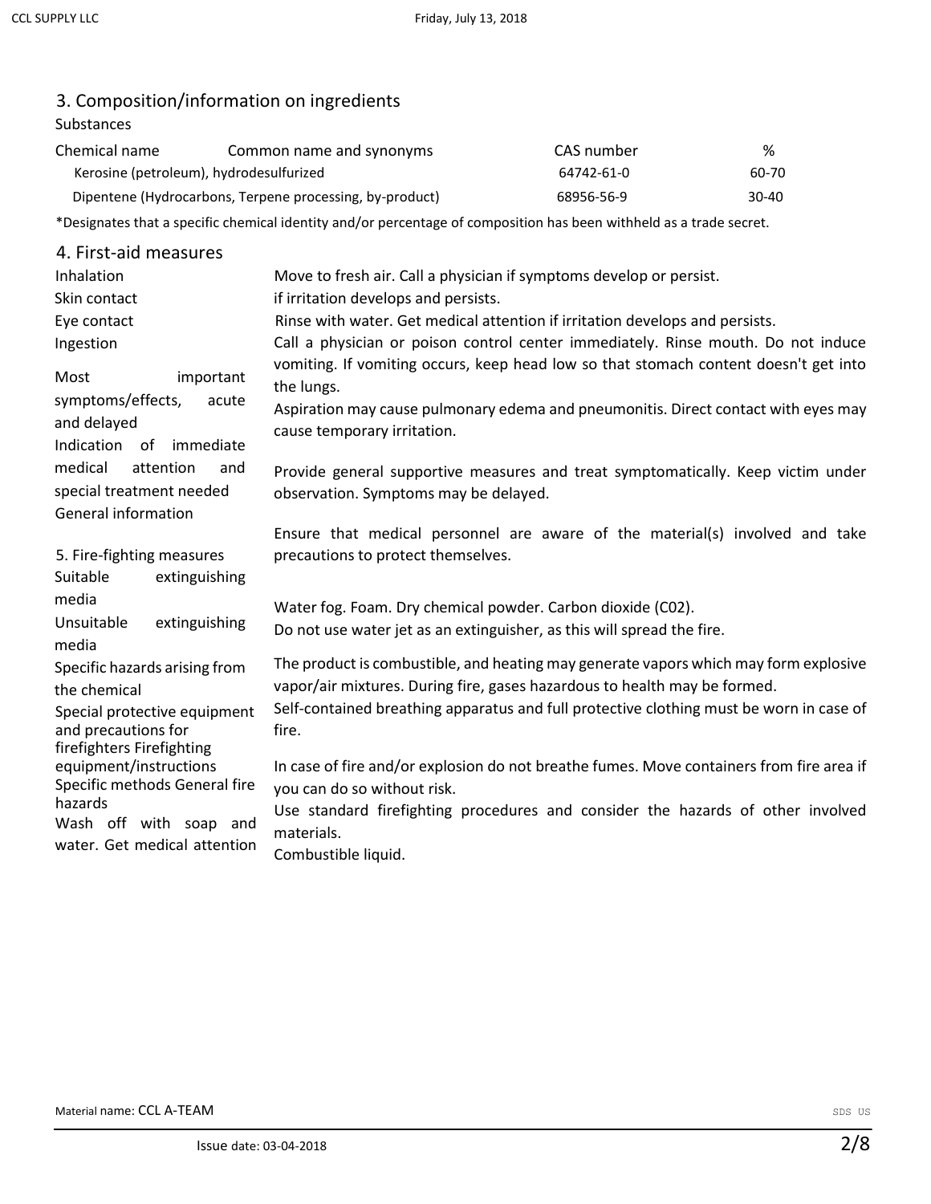## 3. Composition/information on ingredients

Substances

| Chemical name | Common name and synonyms | CAS number | % |
|---|---|---|---|
| Kerosine (petroleum), hydrodesulfurized | | 64742-61-0 | 60-70 |
| Dipentene (Hydrocarbons, Terpene processing, by-product) | | 68956-56-9 | 30-40 |

*Designates that a specific chemical identity and/or percentage of composition has been withheld as a trade secret.

## 4. First-aid measures

**Inhalation**
Move to fresh air. Call a physician if symptoms develop or persist.

**Skin contact**
if irritation develops and persists.

**Eye contact**
Rinse with water. Get medical attention if irritation develops and persists.

**Ingestion**
Call a physician or poison control center immediately. Rinse mouth. Do not induce vomiting. If vomiting occurs, keep head low so that stomach content doesn't get into the lungs.

**Most important symptoms/effects, acute and delayed**
Aspiration may cause pulmonary edema and pneumonitis. Direct contact with eyes may cause temporary irritation.

**Indication of immediate medical attention and special treatment needed**
Provide general supportive measures and treat symptomatically. Keep victim under observation. Symptoms may be delayed.

**General information**
Ensure that medical personnel are aware of the material(s) involved and take precautions to protect themselves.

## 5. Fire-fighting measures

**Suitable extinguishing media**
Water fog. Foam. Dry chemical powder. Carbon dioxide (C02).

**Unsuitable extinguishing media**
Do not use water jet as an extinguisher, as this will spread the fire.

**Specific hazards arising from the chemical**
The product is combustible, and heating may generate vapors which may form explosive vapor/air mixtures. During fire, gases hazardous to health may be formed.

**Special protective equipment and precautions for firefighters Firefighting equipment/instructions**
Self-contained breathing apparatus and full protective clothing must be worn in case of fire.

**Specific methods General fire hazards**
In case of fire and/or explosion do not breathe fumes. Move containers from fire area if you can do so without risk.

Use standard firefighting procedures and consider the hazards of other involved materials.

Combustible liquid.

Wash off with soap and water. Get medical attention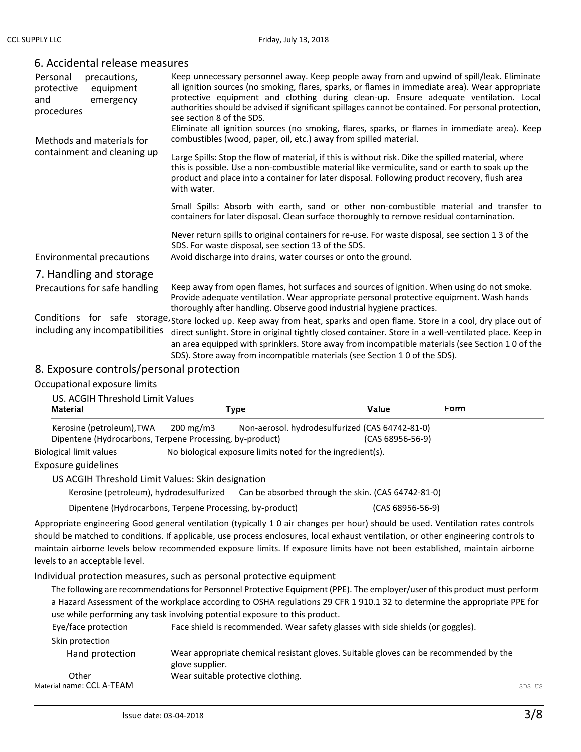## 6. Accidental release measures

| | |
|---|---|
| Personal precautions, protective equipment and emergency procedures | Keep unnecessary personnel away. Keep people away from and upwind of spill/leak. Eliminate all ignition sources (no smoking, flares, sparks, or flames in immediate area). Wear appropriate protective equipment and clothing during clean-up. Ensure adequate ventilation. Local authorities should be advised if significant spillages cannot be contained. For personal protection, see section 8 of the SDS. |
| Methods and materials for containment and cleaning up | Eliminate all ignition sources (no smoking, flares, sparks, or flames in immediate area). Keep combustibles (wood, paper, oil, etc.) away from spilled material.<br><br>Large Spills: Stop the flow of material, if this is without risk. Dike the spilled material, where this is possible. Use a non-combustible material like vermiculite, sand or earth to soak up the product and place into a container for later disposal. Following product recovery, flush area with water.<br><br>Small Spills: Absorb with earth, sand or other non-combustible material and transfer to containers for later disposal. Clean surface thoroughly to remove residual contamination.<br><br>Never return spills to original containers for re-use. For waste disposal, see section 1 3 of the SDS. For waste disposal, see section 13 of the SDS. |
| Environmental precautions | Avoid discharge into drains, water courses or onto the ground. |

## 7. Handling and storage

| | |
|---|---|
| Precautions for safe handling | Keep away from open flames, hot surfaces and sources of ignition. When using do not smoke. Provide adequate ventilation. Wear appropriate personal protective equipment. Wash hands thoroughly after handling. Observe good industrial hygiene practices. |
| Conditions for safe storage, including any incompatibilities | Store locked up. Keep away from heat, sparks and open flame. Store in a cool, dry place out of direct sunlight. Store in original tightly closed container. Store in a well-ventilated place. Keep in an area equipped with sprinklers. Store away from incompatible materials (see Section 1 0 of the SDS). Store away from incompatible materials (see Section 1 0 of the SDS). |

## 8. Exposure controls/personal protection

### Occupational exposure limits

US. ACGIH Threshold Limit Values

| Material | Type | Value | Form |
|---|---|---|---|
| Kerosine (petroleum), | TWA | 200 mg/m3 | Non-aerosol. hydrodesulfurized (CAS 64742-81-0) |
| Dipentene (Hydrocarbons, Terpene Processing, by-product) | | | (CAS 68956-56-9) |

Biological limit values: No biological exposure limits noted for the ingredient(s).

### Exposure guidelines

US ACGIH Threshold Limit Values: Skin designation

| | |
|---|---|
| Kerosine (petroleum), hydrodesulfurized | Can be absorbed through the skin. (CAS 64742-81-0) |
| Dipentene (Hydrocarbons, Terpene Processing, by-product) | (CAS 68956-56-9) |

Appropriate engineering Good general ventilation (typically 1 0 air changes per hour) should be used. Ventilation rates controls should be matched to conditions. If applicable, use process enclosures, local exhaust ventilation, or other engineering controls to maintain airborne levels below recommended exposure limits. If exposure limits have not been established, maintain airborne levels to an acceptable level.

### Individual protection measures, such as personal protective equipment

The following are recommendations for Personnel Protective Equipment (PPE). The employer/user of this product must perform a Hazard Assessment of the workplace according to OSHA regulations 29 CFR 1 910.1 32 to determine the appropriate PPE for use while performing any task involving potential exposure to this product.

| | |
|---|---|
| Eye/face protection | Face shield is recommended. Wear safety glasses with side shields (or goggles). |
| Skin protection | |
| Hand protection | Wear appropriate chemical resistant gloves. Suitable gloves can be recommended by the glove supplier. |
| Other | Wear suitable protective clothing. |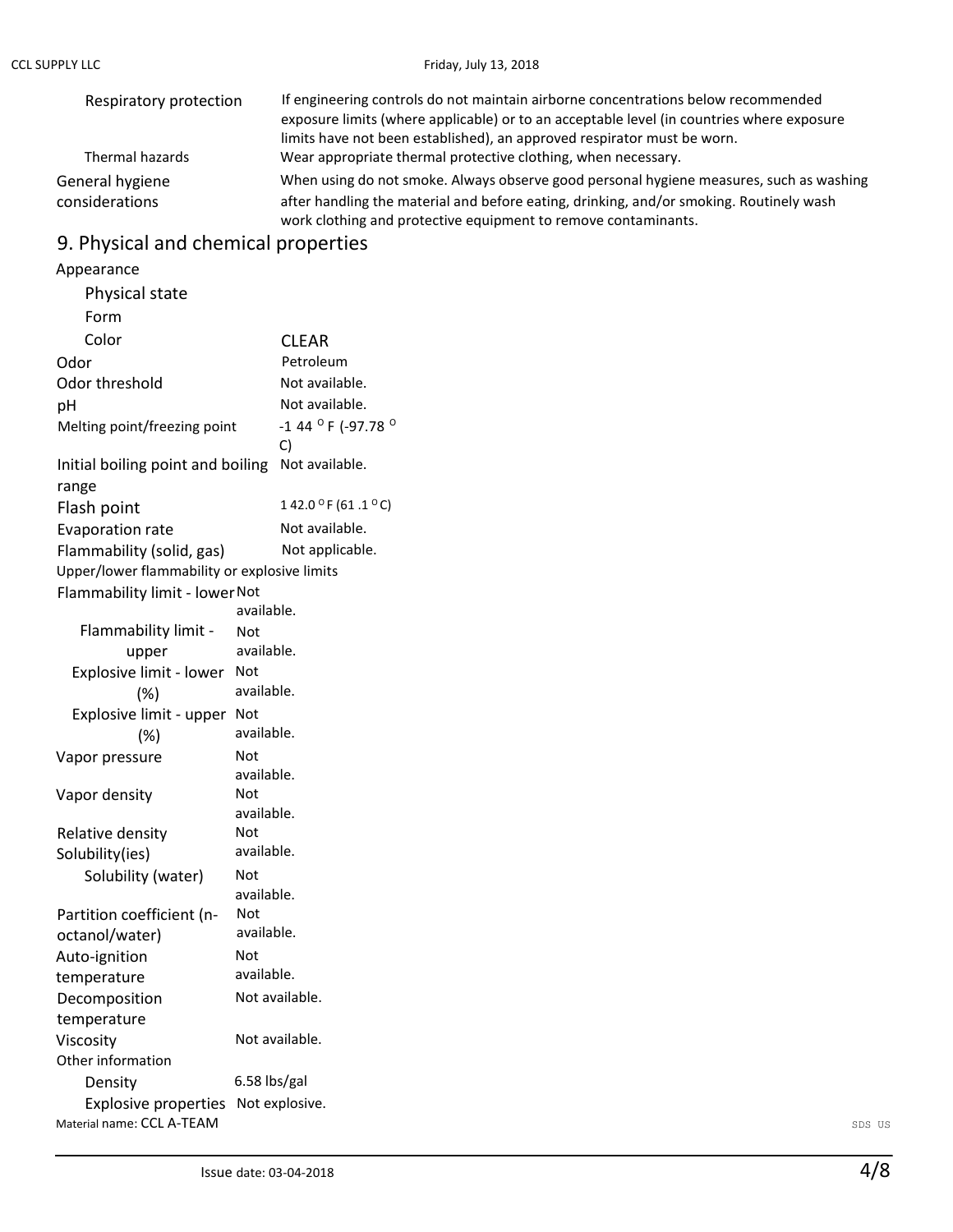| | |
|---|---|
| Respiratory protection | If engineering controls do not maintain airborne concentrations below recommended exposure limits (where applicable) or to an acceptable level (in countries where exposure limits have not been established), an approved respirator must be worn. |
| Thermal hazards | Wear appropriate thermal protective clothing, when necessary. |
| General hygiene considerations | When using do not smoke. Always observe good personal hygiene measures, such as washing after handling the material and before eating, drinking, and/or smoking. Routinely wash work clothing and protective equipment to remove contaminants. |

## 9. Physical and chemical properties

| | |
|---|---|
| Appearance | |
| Physical state | |
| Form | |
| Color | CLEAR |
| Odor | Petroleum |
| Odor threshold | Not available. |
| pH | Not available. |
| Melting point/freezing point | -1 44 $^{O}$F (-97.78 $^{O}$C) |
| Initial boiling point and boiling range | Not available. |
| Flash point | 1 42.0 $^{O}$F (61 .1 $^{O}$C) |
| Evaporation rate | Not available. |
| Flammability (solid, gas) | Not applicable. |
| Upper/lower flammability or explosive limits | |
| Flammability limit - lower | Not available. |
| Flammability limit - upper | Not available. |
| Explosive limit - lower (%) | Not available. |
| Explosive limit - upper (%) | Not available. |
| Vapor pressure | Not available. |
| Vapor density | Not available. |
| Relative density | Not available. |
| Solubility(ies) | |
| Solubility (water) | Not available. |
| Partition coefficient (n-octanol/water) | Not available. |
| Auto-ignition temperature | Not available. |
| Decomposition temperature | Not available. |
| Viscosity | Not available. |
| Other information | |
| Density | 6.58 lbs/gal |
| Explosive properties | Not explosive. |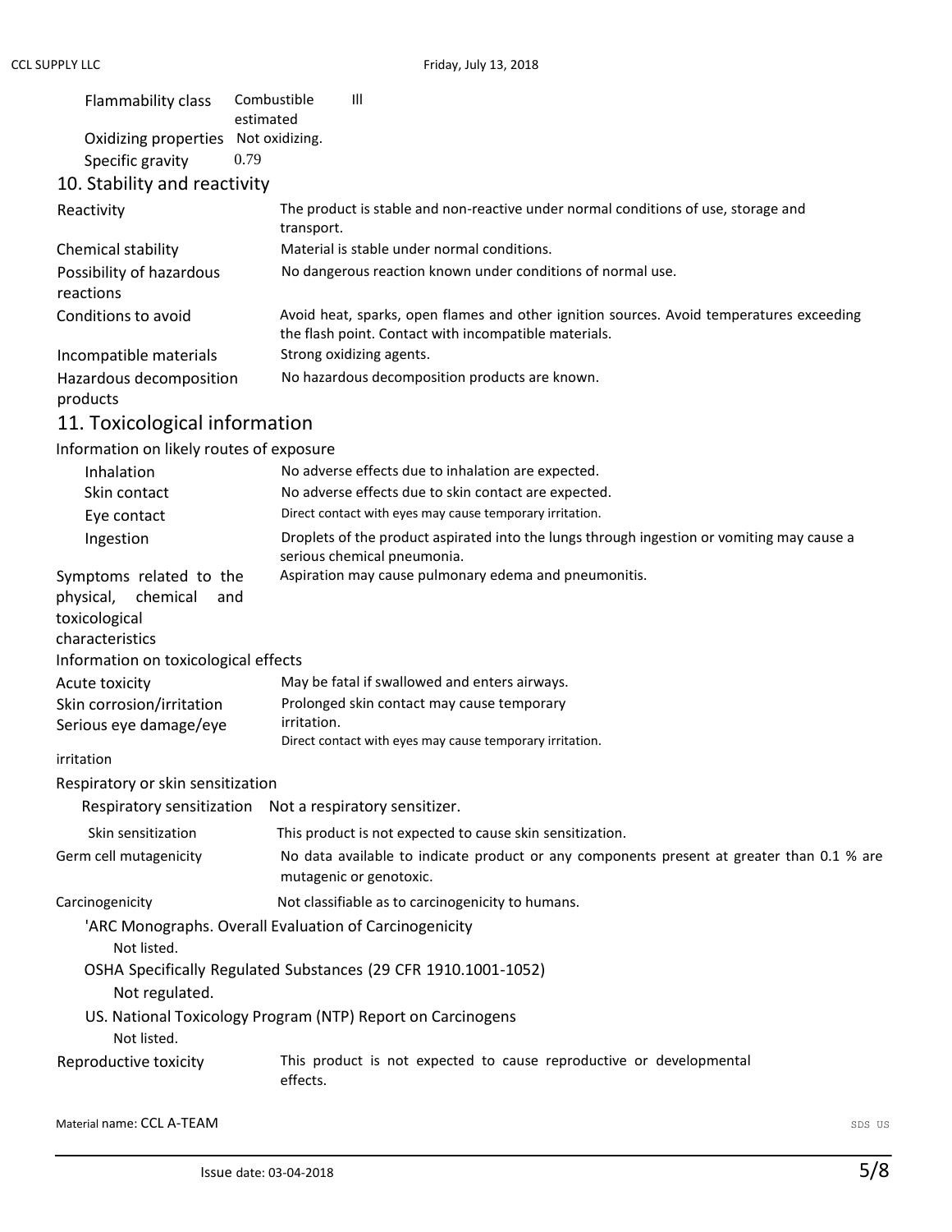| | | |
|---|---|---|
| Flammability class | Combustible estimated | III |
| Oxidizing properties | Not oxidizing. | |
| Specific gravity | 0.79 | |

## 10. Stability and reactivity

| | |
|---|---|
| Reactivity | The product is stable and non-reactive under normal conditions of use, storage and transport. |
| Chemical stability | Material is stable under normal conditions. |
| Possibility of hazardous reactions | No dangerous reaction known under conditions of normal use. |
| Conditions to avoid | Avoid heat, sparks, open flames and other ignition sources. Avoid temperatures exceeding the flash point. Contact with incompatible materials. |
| Incompatible materials | Strong oxidizing agents. |
| Hazardous decomposition products | No hazardous decomposition products are known. |

## 11. Toxicological information

Information on likely routes of exposure

| | |
|---|---|
| Inhalation | No adverse effects due to inhalation are expected. |
| Skin contact | No adverse effects due to skin contact are expected. |
| Eye contact | Direct contact with eyes may cause temporary irritation. |
| Ingestion | Droplets of the product aspirated into the lungs through ingestion or vomiting may cause a serious chemical pneumonia. |
| Symptoms related to the physical, chemical and toxicological characteristics | Aspiration may cause pulmonary edema and pneumonitis. |

Information on toxicological effects

| | |
|---|---|
| Acute toxicity | May be fatal if swallowed and enters airways. |
| Skin corrosion/irritation | Prolonged skin contact may cause temporary irritation. |
| Serious eye damage/eye irritation | Direct contact with eyes may cause temporary irritation. |

Respiratory or skin sensitization

| | |
|---|---|
| Respiratory sensitization | Not a respiratory sensitizer. |
| Skin sensitization | This product is not expected to cause skin sensitization. |
| Germ cell mutagenicity | No data available to indicate product or any components present at greater than 0.1 % are mutagenic or genotoxic. |
| Carcinogenicity | Not classifiable as to carcinogenicity to humans. |

'ARC Monographs. Overall Evaluation of Carcinogenicity

Not listed.

OSHA Specifically Regulated Substances (29 CFR 1910.1001-1052)

Not regulated.

US. National Toxicology Program (NTP) Report on Carcinogens

Not listed.

| | |
|---|---|
| Reproductive toxicity | This product is not expected to cause reproductive or developmental effects. |

Material name: CCL A-TEAM

Issue date: 03-04-2018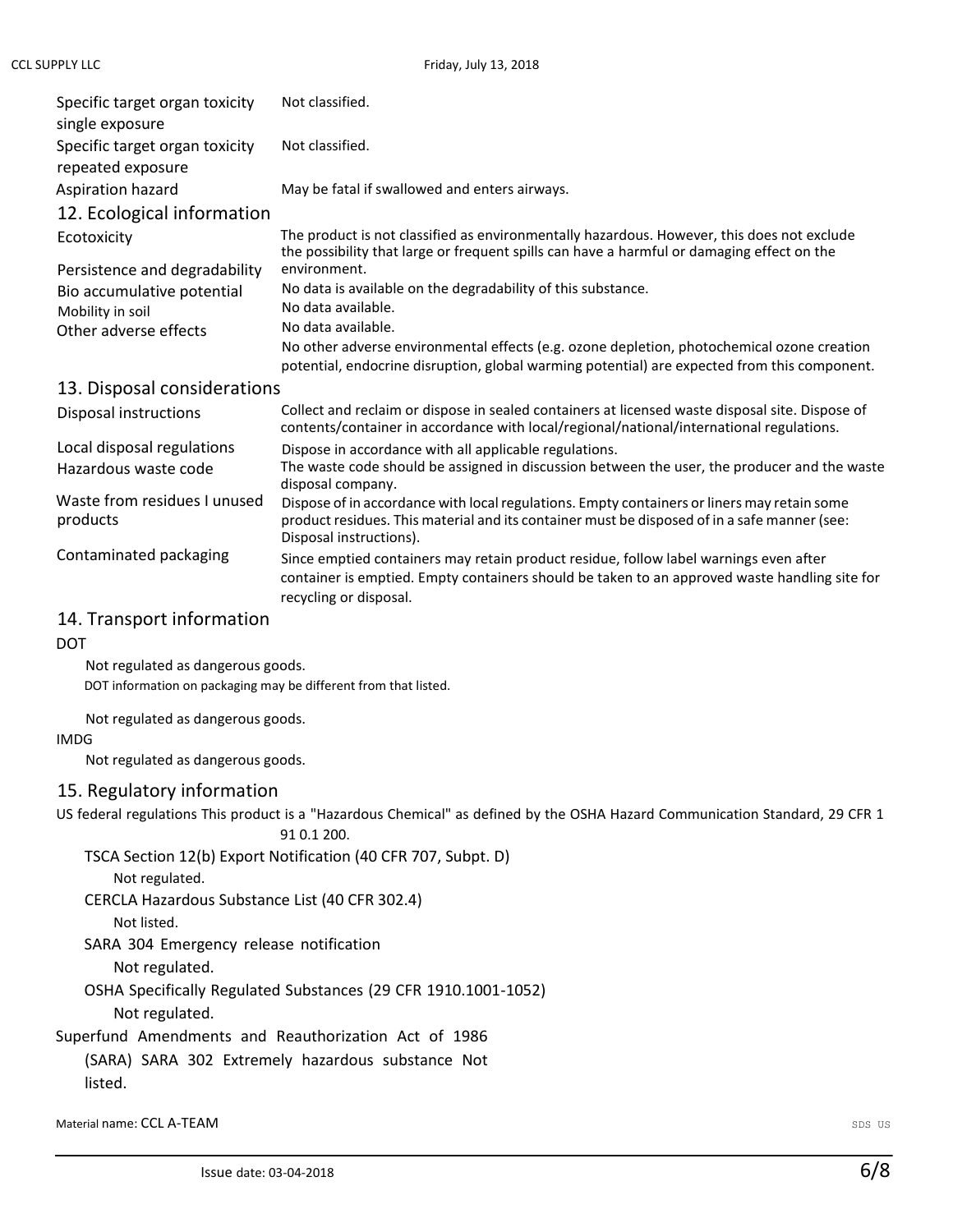| | |
|---|---|
| Specific target organ toxicity single exposure | Not classified. |
| Specific target organ toxicity repeated exposure | Not classified. |
| Aspiration hazard | May be fatal if swallowed and enters airways. |

## 12. Ecological information

| | |
|---|---|
| Ecotoxicity | The product is not classified as environmentally hazardous. However, this does not exclude the possibility that large or frequent spills can have a harmful or damaging effect on the environment. |
| Persistence and degradability | No data is available on the degradability of this substance. |
| Bio accumulative potential | No data available. |
| Mobility in soil | No data available. |
| Other adverse effects | No other adverse environmental effects (e.g. ozone depletion, photochemical ozone creation potential, endocrine disruption, global warming potential) are expected from this component. |

## 13. Disposal considerations

| | |
|---|---|
| Disposal instructions | Collect and reclaim or dispose in sealed containers at licensed waste disposal site. Dispose of contents/container in accordance with local/regional/national/international regulations. |
| Local disposal regulations | Dispose in accordance with all applicable regulations. |
| Hazardous waste code | The waste code should be assigned in discussion between the user, the producer and the waste disposal company. |
| Waste from residues I unused products | Dispose of in accordance with local regulations. Empty containers or liners may retain some product residues. This material and its container must be disposed of in a safe manner (see: Disposal instructions). |
| Contaminated packaging | Since emptied containers may retain product residue, follow label warnings even after container is emptied. Empty containers should be taken to an approved waste handling site for recycling or disposal. |

## 14. Transport information

DOT

Not regulated as dangerous goods.

DOT information on packaging may be different from that listed.

Not regulated as dangerous goods.

IMDG

Not regulated as dangerous goods.

## 15. Regulatory information

US federal regulations This product is a "Hazardous Chemical" as defined by the OSHA Hazard Communication Standard, 29 CFR 1 91 0.1 200.

TSCA Section 12(b) Export Notification (40 CFR 707, Subpt. D)

Not regulated.

CERCLA Hazardous Substance List (40 CFR 302.4)

Not listed.

SARA 304 Emergency release notification

Not regulated.

OSHA Specifically Regulated Substances (29 CFR 1910.1001-1052)

Not regulated.

Superfund Amendments and Reauthorization Act of 1986 (SARA) SARA 302 Extremely hazardous substance Not listed.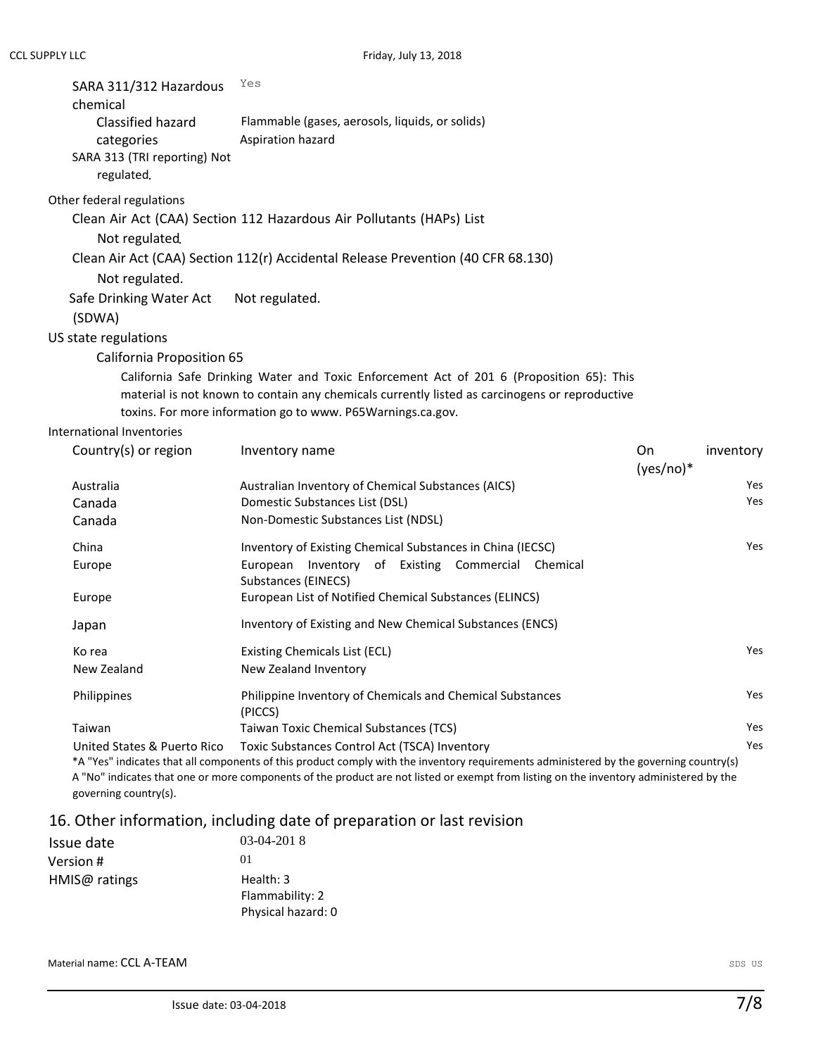SARA 311/312 Hazardous chemical: Yes

Classified hazard categories: Flammable (gases, aerosols, liquids, or solids)
Aspiration hazard

SARA 313 (TRI reporting) Not regulated.

Other federal regulations

Clean Air Act (CAA) Section 112 Hazardous Air Pollutants (HAPs) List

Not regulated.

Clean Air Act (CAA) Section 112(r) Accidental Release Prevention (40 CFR 68.130)

Not regulated.

Safe Drinking Water Act (SDWA): Not regulated.

US state regulations

California Proposition 65

California Safe Drinking Water and Toxic Enforcement Act of 201 6 (Proposition 65): This material is not known to contain any chemicals currently listed as carcinogens or reproductive toxins. For more information go to www. P65Warnings.ca.gov.

International Inventories

| Country(s) or region | Inventory name | On inventory (yes/no)* |
|---|---|---|
| Australia | Australian Inventory of Chemical Substances (AICS) | Yes |
| Canada | Domestic Substances List (DSL) | Yes |
| Canada | Non-Domestic Substances List (NDSL) | |
| China | Inventory of Existing Chemical Substances in China (IECSC) | Yes |
| Europe | European Inventory of Existing Commercial Chemical Substances (EINECS) | |
| Europe | European List of Notified Chemical Substances (ELINCS) | |
| Japan | Inventory of Existing and New Chemical Substances (ENCS) | |
| Ko rea | Existing Chemicals List (ECL) | Yes |
| New Zealand | New Zealand Inventory | |
| Philippines | Philippine Inventory of Chemicals and Chemical Substances (PICCS) | Yes |
| Taiwan | Taiwan Toxic Chemical Substances (TCS) | Yes |
| United States & Puerto Rico | Toxic Substances Control Act (TSCA) Inventory | Yes |

*A "Yes" indicates that all components of this product comply with the inventory requirements administered by the governing country(s)
A "No" indicates that one or more components of the product are not listed or exempt from listing on the inventory administered by the governing country(s).

## 16. Other information, including date of preparation or last revision

Issue date: 03-04-201 8

Version #: 01

HMIS@ ratings: Health: 3
Flammability: 2
Physical hazard: 0

Material name: CCL A-TEAM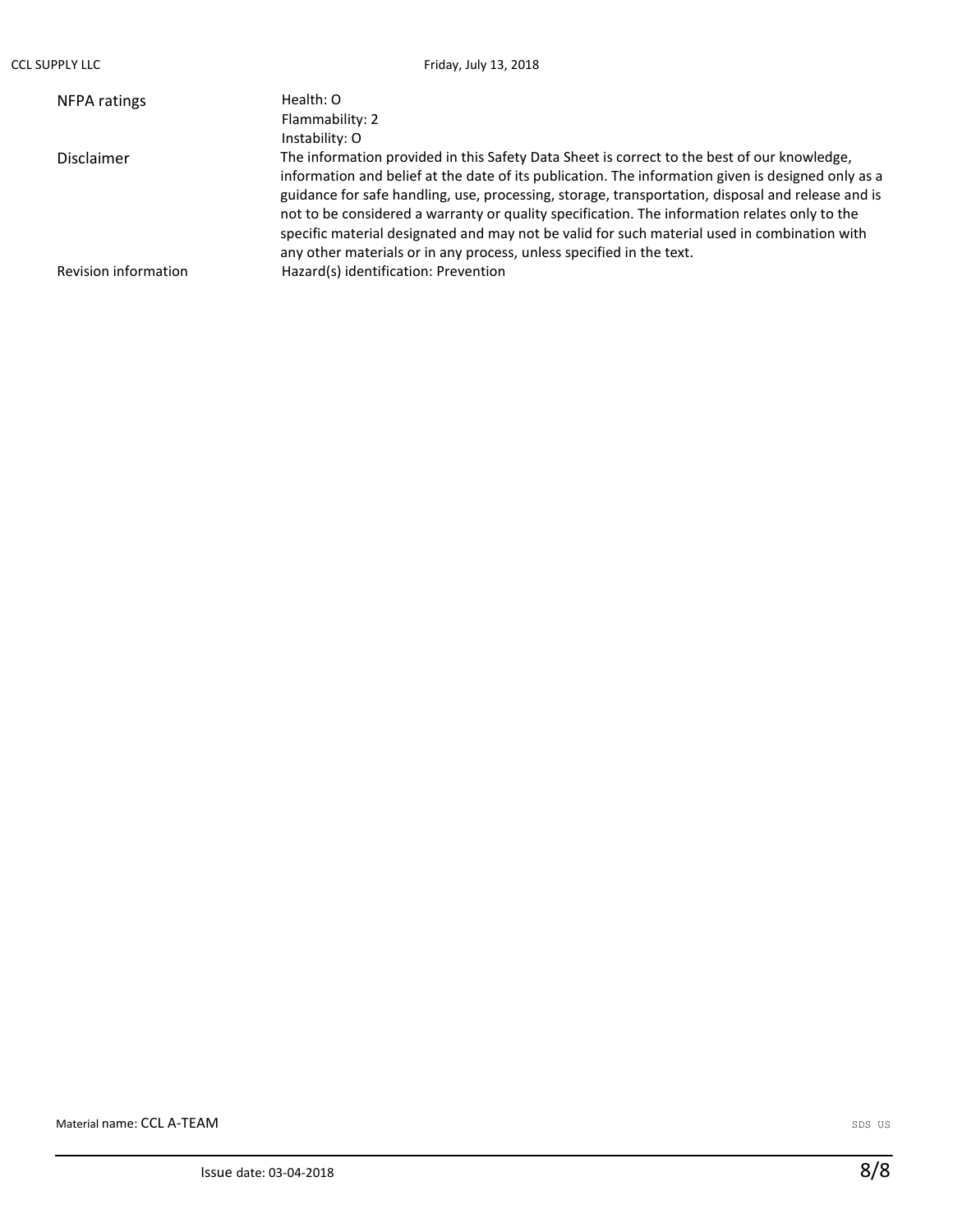| | |
|---|---|
| NFPA ratings | Health: O<br>Flammability: 2<br>Instability: O |
| Disclaimer | The information provided in this Safety Data Sheet is correct to the best of our knowledge, information and belief at the date of its publication. The information given is designed only as a guidance for safe handling, use, processing, storage, transportation, disposal and release and is not to be considered a warranty or quality specification. The information relates only to the specific material designated and may not be valid for such material used in combination with any other materials or in any process, unless specified in the text. |
| Revision information | Hazard(s) identification: Prevention |